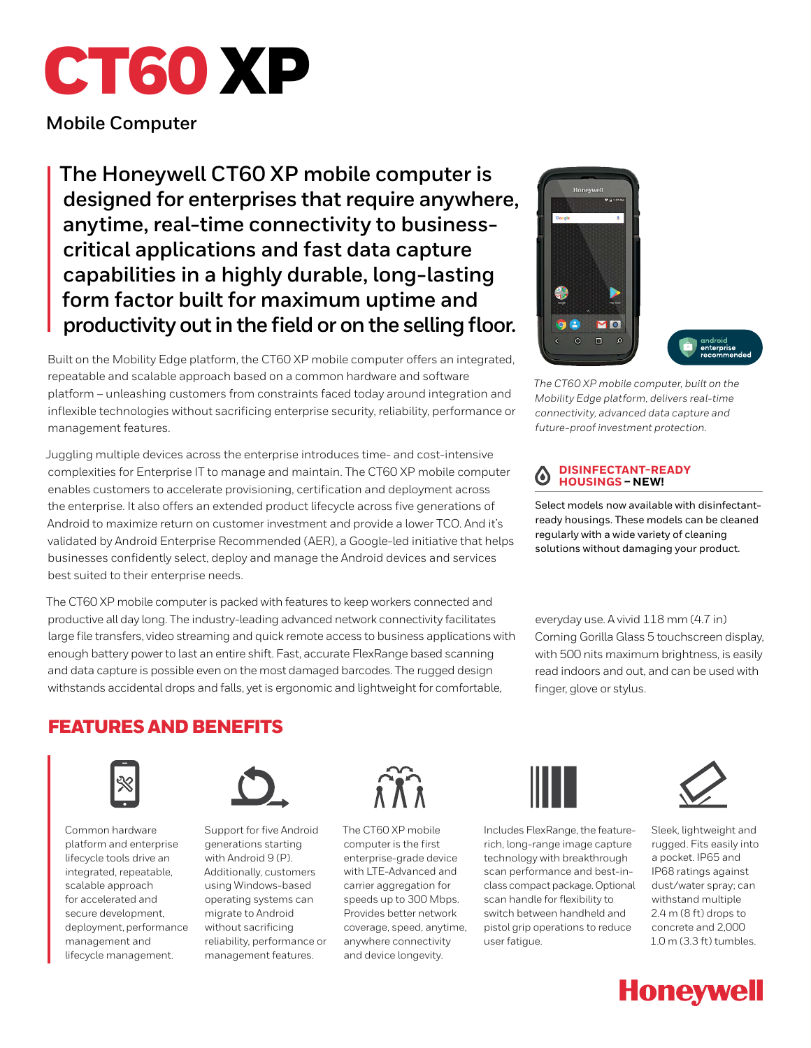# CT60 XP

## Mobile Computer

**The Honeywell CT60 XP mobile computer is designed for enterprises that require anywhere, anytime, real-time connectivity to business-critical applications and fast data capture capabilities in a highly durable, long-lasting form factor built for maximum uptime and productivity out in the field or on the selling floor.**

Built on the Mobility Edge platform, the CT60 XP mobile computer offers an integrated, repeatable and scalable approach based on a common hardware and software platform – unleashing customers from constraints faced today around integration and inflexible technologies without sacrificing enterprise security, reliability, performance or management features.

Juggling multiple devices across the enterprise introduces time- and cost-intensive complexities for Enterprise IT to manage and maintain. The CT60 XP mobile computer enables customers to accelerate provisioning, certification and deployment across the enterprise. It also offers an extended product lifecycle across five generations of Android to maximize return on customer investment and provide a lower TCO. And it's validated by Android Enterprise Recommended (AER), a Google-led initiative that helps businesses confidently select, deploy and manage the Android devices and services best suited to their enterprise needs.

The CT60 XP mobile computer is packed with features to keep workers connected and productive all day long. The industry-leading advanced network connectivity facilitates large file transfers, video streaming and quick remote access to business applications with enough battery power to last an entire shift. Fast, accurate FlexRange based scanning and data capture is possible even on the most damaged barcodes. The rugged design withstands accidental drops and falls, yet is ergonomic and lightweight for comfortable, everyday use. A vivid 118 mm (4.7 in) Corning Gorilla Glass 5 touchscreen display, with 500 nits maximum brightness, is easily read indoors and out, and can be used with finger, glove or stylus.

android enterprise recommended

*The CT60 XP mobile computer, built on the Mobility Edge platform, delivers real-time connectivity, advanced data capture and future-proof investment protection.*

### DISINFECTANT-READY HOUSINGS – NEW!

Select models now available with disinfectant-ready housings. These models can be cleaned regularly with a wide variety of cleaning solutions without damaging your product.

## FEATURES AND BENEFITS

- Common hardware platform and enterprise lifecycle tools drive an integrated, repeatable, scalable approach for accelerated and secure development, deployment, performance management and lifecycle management.
- Support for five Android generations starting with Android 9 (P). Additionally, customers using Windows-based operating systems can migrate to Android without sacrificing reliability, performance or management features.
- The CT60 XP mobile computer is the first enterprise-grade device with LTE-Advanced and carrier aggregation for speeds up to 300 Mbps. Provides better network coverage, speed, anytime, anywhere connectivity and device longevity.
- Includes FlexRange, the feature-rich, long-range image capture technology with breakthrough scan performance and best-in-class compact package. Optional scan handle for flexibility to switch between handheld and pistol grip operations to reduce user fatigue.
- Sleek, lightweight and rugged. Fits easily into a pocket. IP65 and IP68 ratings against dust/water spray; can withstand multiple 2.4 m (8 ft) drops to concrete and 2,000 1.0 m (3.3 ft) tumbles.

Honeywell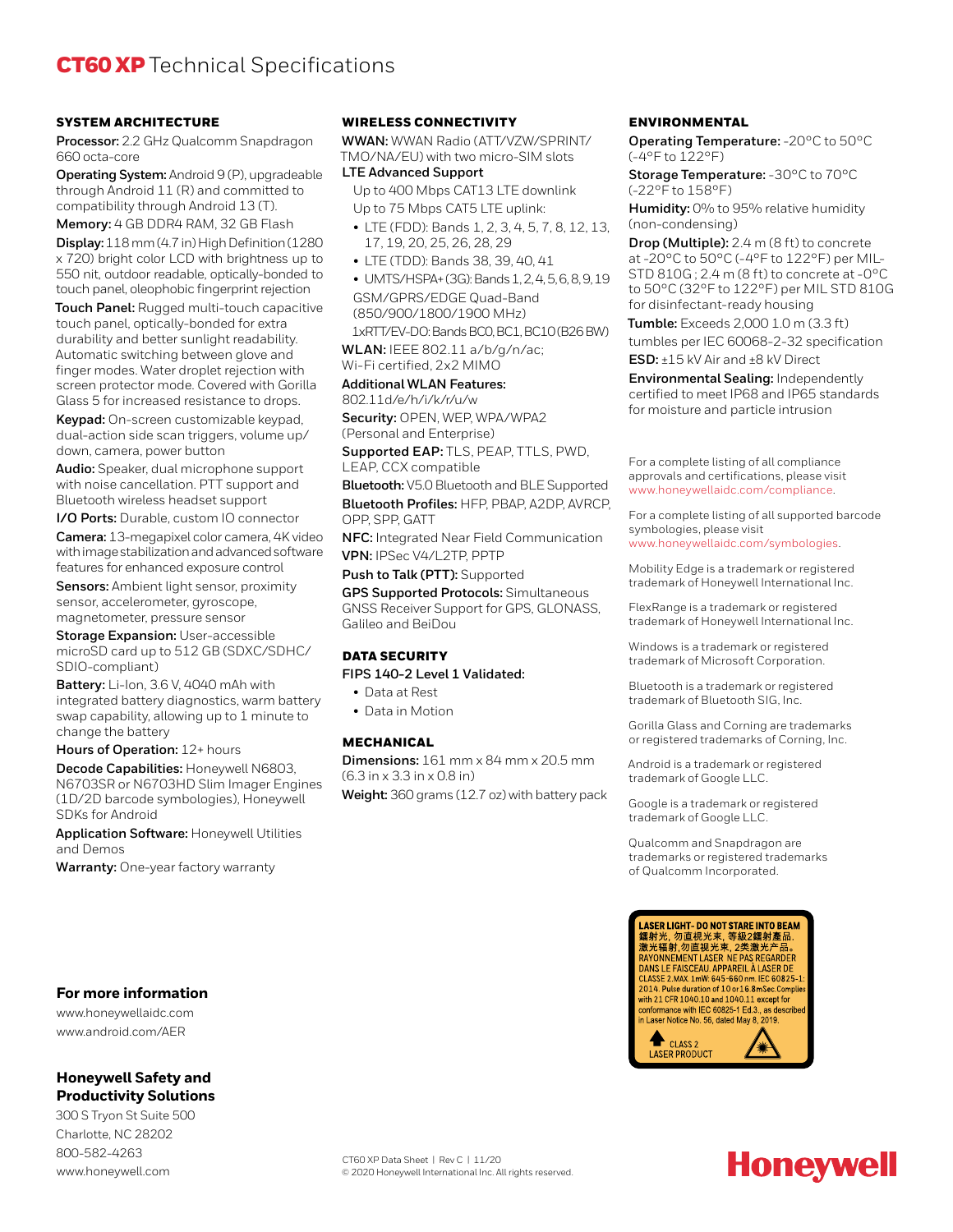# **CT60 XP** Technical Specifications

### SYSTEM ARCHITECTURE

**Processor:** 2.2 GHz Qualcomm Snapdragon 660 octa-core

**Operating System:** Android 9 (P), upgradeable through Android 11 (R) and committed to compatibility through Android 13 (T).

**Memory:** 4 GB DDR4 RAM, 32 GB Flash

**Display:** 118 mm (4.7 in) High Definition (1280 x 720) bright color LCD with brightness up to 550 nit, outdoor readable, optically-bonded to touch panel, oleophobic fingerprint rejection

**Touch Panel:** Rugged multi-touch capacitive touch panel, optically-bonded for extra durability and better sunlight readability. Automatic switching between glove and finger modes. Water droplet rejection with screen protector mode. Covered with Gorilla Glass 5 for increased resistance to drops.

**Keypad:** On-screen customizable keypad, dual-action side scan triggers, volume up/down, camera, power button

**Audio:** Speaker, dual microphone support with noise cancellation. PTT support and Bluetooth wireless headset support

**I/O Ports:** Durable, custom IO connector

**Camera:** 13-megapixel color camera, 4K video with image stabilization and advanced software features for enhanced exposure control

**Sensors:** Ambient light sensor, proximity sensor, accelerometer, gyroscope, magnetometer, pressure sensor

**Storage Expansion:** User-accessible microSD card up to 512 GB (SDXC/SDHC/SDIO-compliant)

**Battery:** Li-Ion, 3.6 V, 4040 mAh with integrated battery diagnostics, warm battery swap capability, allowing up to 1 minute to change the battery

**Hours of Operation:** 12+ hours

**Decode Capabilities:** Honeywell N6803, N6703SR or N6703HD Slim Imager Engines (1D/2D barcode symbologies), Honeywell SDKs for Android

**Application Software:** Honeywell Utilities and Demos

**Warranty:** One-year factory warranty

### WIRELESS CONNECTIVITY

**WWAN:** WWAN Radio (ATT/VZW/SPRINT/TMO/NA/EU) with two micro-SIM slots

**LTE Advanced Support**

Up to 400 Mbps CAT13 LTE downlink

Up to 75 Mbps CAT5 LTE uplink:

- LTE (FDD): Bands 1, 2, 3, 4, 5, 7, 8, 12, 13, 17, 19, 20, 25, 26, 28, 29
- LTE (TDD): Bands 38, 39, 40, 41
- UMTS/HSPA+ (3G): Bands 1, 2, 4, 5, 6, 8, 9, 19

GSM/GPRS/EDGE Quad-Band (850/900/1800/1900 MHz)

1xRTT/EV-DO: Bands BC0, BC1, BC10 (B26 BW)

**WLAN:** IEEE 802.11 a/b/g/n/ac; Wi-Fi certified, 2x2 MIMO

**Additional WLAN Features:** 802.11d/e/h/i/k/r/u/w

**Security:** OPEN, WEP, WPA/WPA2 (Personal and Enterprise)

**Supported EAP:** TLS, PEAP, TTLS, PWD, LEAP, CCX compatible

**Bluetooth:** V5.0 Bluetooth and BLE Supported

**Bluetooth Profiles:** HFP, PBAP, A2DP, AVRCP, OPP, SPP, GATT

**NFC:** Integrated Near Field Communication

**VPN:** IPSec V4/L2TP, PPTP

**Push to Talk (PTT):** Supported

**GPS Supported Protocols:** Simultaneous GNSS Receiver Support for GPS, GLONASS, Galileo and BeiDou

### DATA SECURITY

**FIPS 140-2 Level 1 Validated:**

- Data at Rest
- Data in Motion

### MECHANICAL

**Dimensions:** 161 mm x 84 mm x 20.5 mm (6.3 in x 3.3 in x 0.8 in)

**Weight:** 360 grams (12.7 oz) with battery pack

### ENVIRONMENTAL

**Operating Temperature:** -20°C to 50°C (-4°F to 122°F)

**Storage Temperature:** -30°C to 70°C (-22°F to 158°F)

**Humidity:** 0% to 95% relative humidity (non-condensing)

**Drop (Multiple):** 2.4 m (8 ft) to concrete at -20°C to 50°C (-4°F to 122°F) per MIL-STD 810G ; 2.4 m (8 ft) to concrete at -0°C to 50°C (32°F to 122°F) per MIL STD 810G for disinfectant-ready housing

**Tumble:** Exceeds 2,000 1.0 m (3.3 ft) tumbles per IEC 60068-2-32 specification

**ESD:** ±15 kV Air and ±8 kV Direct

**Environmental Sealing:** Independently certified to meet IP68 and IP65 standards for moisture and particle intrusion

For a complete listing of all compliance approvals and certifications, please visit www.honeywellaidc.com/compliance.

For a complete listing of all supported barcode symbologies, please visit www.honeywellaidc.com/symbologies.

Mobility Edge is a trademark or registered trademark of Honeywell International Inc.

FlexRange is a trademark or registered trademark of Honeywell International Inc.

Windows is a trademark or registered trademark of Microsoft Corporation.

Bluetooth is a trademark or registered trademark of Bluetooth SIG, Inc.

Gorilla Glass and Corning are trademarks or registered trademarks of Corning, Inc.

Android is a trademark or registered trademark of Google LLC.

Google is a trademark or registered trademark of Google LLC.

Qualcomm and Snapdragon are trademarks or registered trademarks of Qualcomm Incorporated.

LASER LIGHT- DO NOT STARE INTO BEAM
鐳射光, 勿直視光束, 等級2鐳射產品.
激光辐射,勿直视光束, 2类激光产品。
RAYONNEMENT LASER NE PAS REGARDER DANS LE FAISCEAU. APPAREIL À LASER DE CLASSE 2. MAX 1mW: 645-660 nm. IEC 60825-1: 2014. Pulse duration of 10 or 16.8mSec. Complies with 21 CFR 1040.10 and 1040.11 except for conformance with IEC 60825-1 Ed.3., as described in Laser Notice No. 56, dated May 8, 2019.
CLASS 2 LASER PRODUCT

### For more information

www.honeywellaidc.com
www.android.com/AER

### Honeywell Safety and Productivity Solutions

300 S Tryon St Suite 500
Charlotte, NC 28202
800-582-4263
www.honeywell.com

CT60 XP Data Sheet | Rev C | 11/20
© 2020 Honeywell International Inc. All rights reserved.

Honeywell